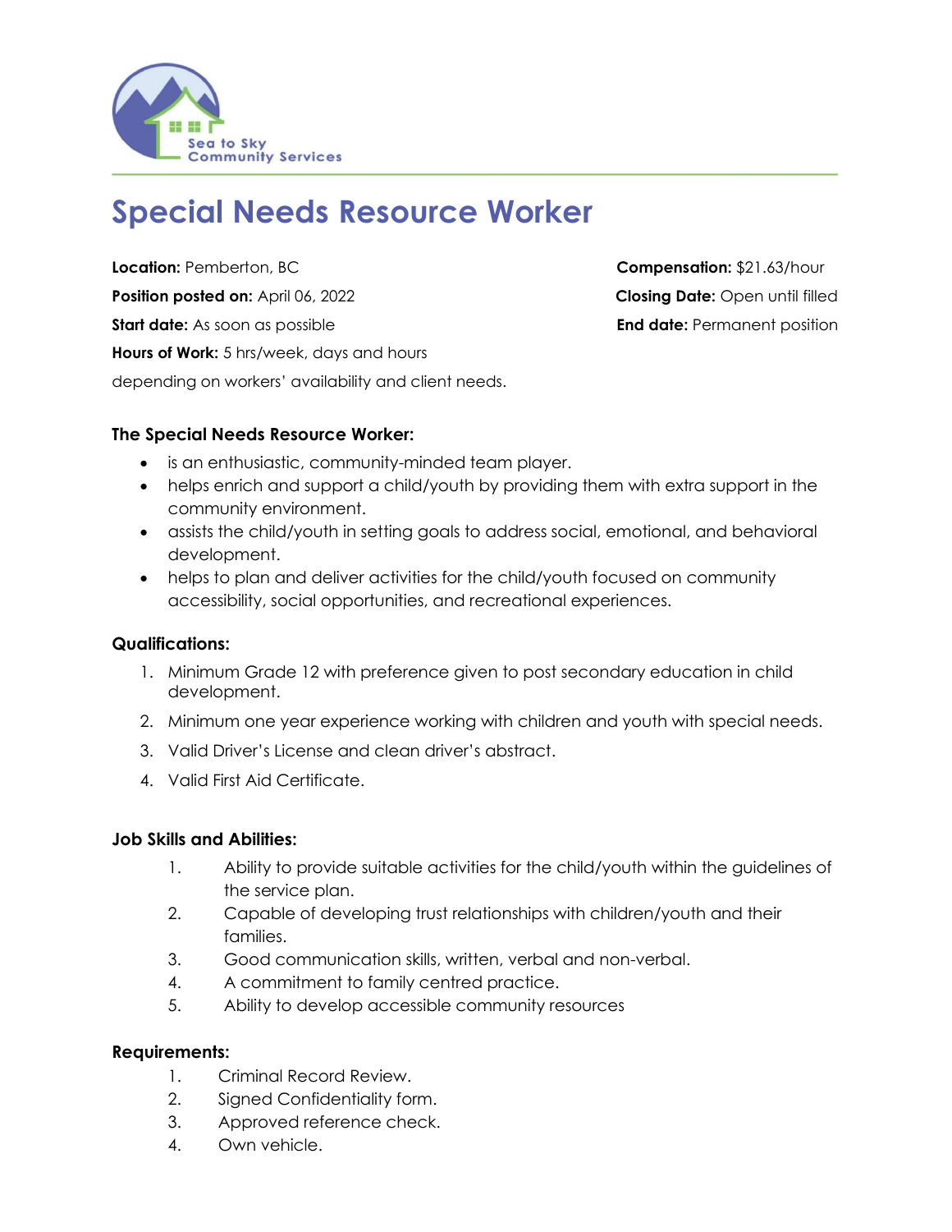Sea to Sky Community Services

# Special Needs Resource Worker

**Location:** Pemberton, BC

**Position posted on:** April 06, 2022

**Start date:** As soon as possible

**Hours of Work:** 5 hrs/week, days and hours depending on workers' availability and client needs.

**Compensation:** $21.63/hour

**Closing Date:** Open until filled

**End date:** Permanent position

### The Special Needs Resource Worker:

- is an enthusiastic, community-minded team player.
- helps enrich and support a child/youth by providing them with extra support in the community environment.
- assists the child/youth in setting goals to address social, emotional, and behavioral development.
- helps to plan and deliver activities for the child/youth focused on community accessibility, social opportunities, and recreational experiences.

### Qualifications:

1. Minimum Grade 12 with preference given to post secondary education in child development.
2. Minimum one year experience working with children and youth with special needs.
3. Valid Driver's License and clean driver's abstract.
4. Valid First Aid Certificate.

### Job Skills and Abilities:

1. Ability to provide suitable activities for the child/youth within the guidelines of the service plan.
2. Capable of developing trust relationships with children/youth and their families.
3. Good communication skills, written, verbal and non-verbal.
4. A commitment to family centred practice.
5. Ability to develop accessible community resources

### Requirements:

1. Criminal Record Review.
2. Signed Confidentiality form.
3. Approved reference check.
4. Own vehicle.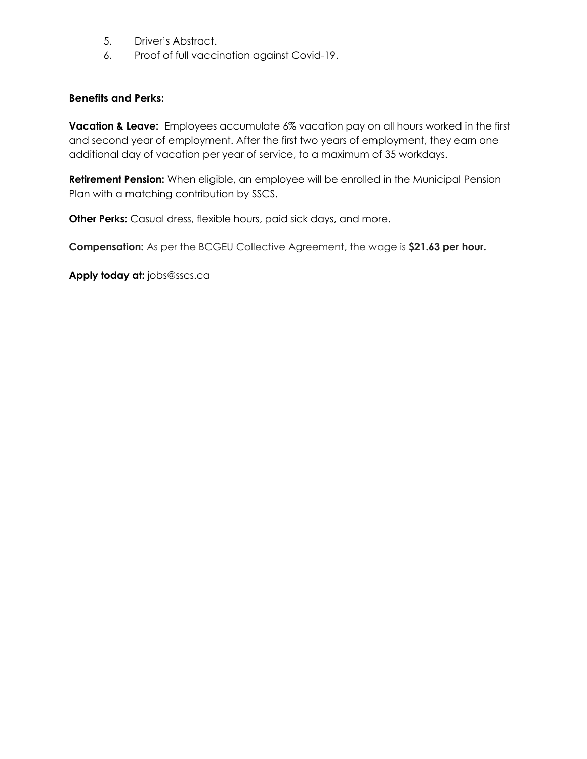5. Driver's Abstract.
6. Proof of full vaccination against Covid-19.

**Benefits and Perks:**

**Vacation & Leave:** Employees accumulate 6% vacation pay on all hours worked in the first and second year of employment. After the first two years of employment, they earn one additional day of vacation per year of service, to a maximum of 35 workdays.

**Retirement Pension:** When eligible, an employee will be enrolled in the Municipal Pension Plan with a matching contribution by SSCS.

**Other Perks:** Casual dress, flexible hours, paid sick days, and more.

**Compensation:** As per the BCGEU Collective Agreement, the wage is **$21.63 per hour.**

**Apply today at:** jobs@sscs.ca